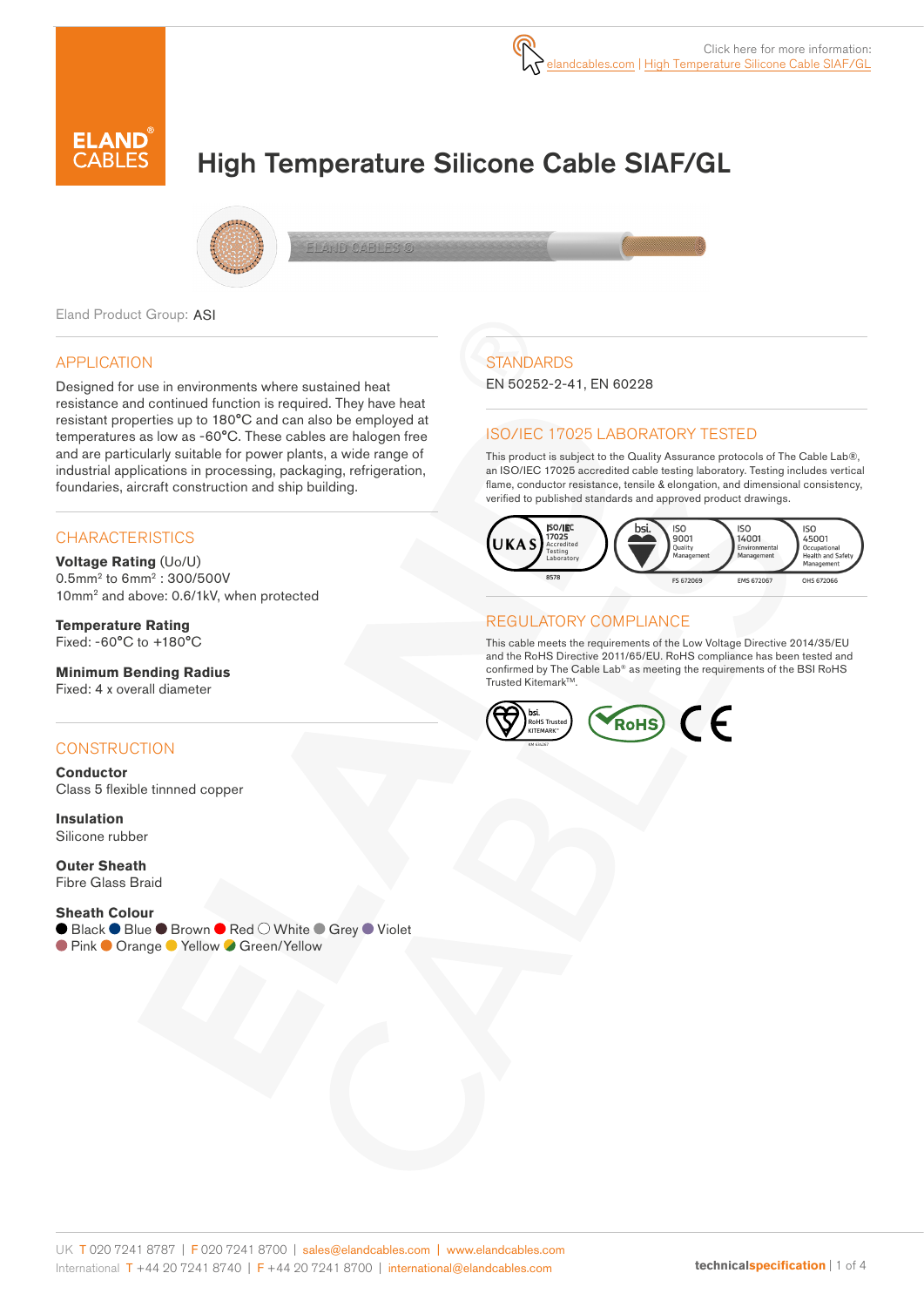Click here for more information: elandcables.com | High Temperature Silicone Cable SIAF/GL

# High Temperature Silicone Cable SIAF/GL

Eland Product Group: ASI

## APPLICATION

Designed for use in environments where sustained heat resistance and continued function is required. They have heat resistant properties up to 180°C and can also be employed at temperatures as low as -60°C. These cables are halogen free and are particularly suitable for power plants, a wide range of industrial applications in processing, packaging, refrigeration, foundaries, aircraft construction and ship building.

## CHARACTERISTICS

**Voltage Rating** (Uo/U)
0.5mm² to 6mm² : 300/500V
10mm² and above: 0.6/1kV, when protected

**Temperature Rating**
Fixed: -60°C to +180°C

**Minimum Bending Radius**
Fixed: 4 x overall diameter

## CONSTRUCTION

**Conductor**
Class 5 flexible tinnned copper

**Insulation**
Silicone rubber

**Outer Sheath**
Fibre Glass Braid

**Sheath Colour**
Black, Blue, Brown, Red, White, Grey, Violet, Pink, Orange, Yellow, Green/Yellow

## STANDARDS

EN 50252-2-41, EN 60228

## ISO/IEC 17025 LABORATORY TESTED

This product is subject to the Quality Assurance protocols of The Cable Lab®, an ISO/IEC 17025 accredited cable testing laboratory. Testing includes vertical flame, conductor resistance, tensile & elongation, and dimensional consistency, verified to published standards and approved product drawings.

UKAS ISO/IEC 17025 Accredited Testing Laboratory 8578 | bsi. ISO 9001 Quality Management FS 672069 | ISO 14001 Environmental Management EMS 672067 | ISO 45001 Occupational Health and Safety Management OHS 672066

## REGULATORY COMPLIANCE

This cable meets the requirements of the Low Voltage Directive 2014/35/EU and the RoHS Directive 2011/65/EU. RoHS compliance has been tested and confirmed by The Cable Lab® as meeting the requirements of the BSI RoHS Trusted Kitemark™.

bsi. RoHS Trusted KITEMARK™ | RoHS | CE

UK T 020 7241 8787 | F 020 7241 8700 | sales@elandcables.com | www.elandcables.com
International T +44 20 7241 8740 | F +44 20 7241 8700 | international@elandcables.com

technicalspecification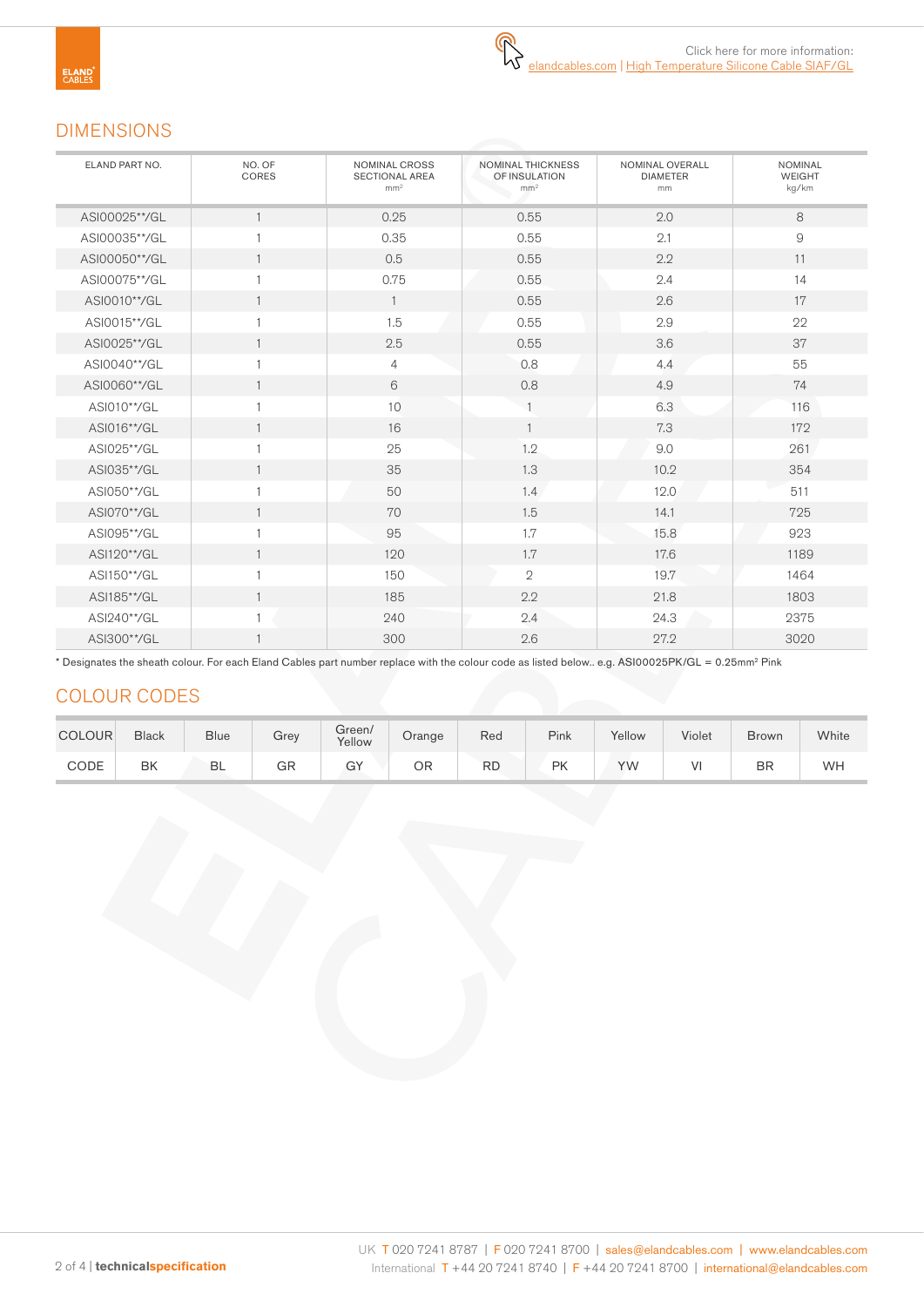Click here for more information:
elandcables.com | High Temperature Silicone Cable SIAF/GL

## DIMENSIONS

| ELAND PART NO. | NO. OF CORES | NOMINAL CROSS SECTIONAL AREA mm² | NOMINAL THICKNESS OF INSULATION mm² | NOMINAL OVERALL DIAMETER mm | NOMINAL WEIGHT kg/km |
|---|---|---|---|---|---|
| ASI00025**/GL | 1 | 0.25 | 0.55 | 2.0 | 8 |
| ASI00035**/GL | 1 | 0.35 | 0.55 | 2.1 | 9 |
| ASI00050**/GL | 1 | 0.5 | 0.55 | 2.2 | 11 |
| ASI00075**/GL | 1 | 0.75 | 0.55 | 2.4 | 14 |
| ASI0010**/GL | 1 | 1 | 0.55 | 2.6 | 17 |
| ASI0015**/GL | 1 | 1.5 | 0.55 | 2.9 | 22 |
| ASI0025**/GL | 1 | 2.5 | 0.55 | 3.6 | 37 |
| ASI0040**/GL | 1 | 4 | 0.8 | 4.4 | 55 |
| ASI0060**/GL | 1 | 6 | 0.8 | 4.9 | 74 |
| ASI010**/GL | 1 | 10 | 1 | 6.3 | 116 |
| ASI016**/GL | 1 | 16 | 1 | 7.3 | 172 |
| ASI025**/GL | 1 | 25 | 1.2 | 9.0 | 261 |
| ASI035**/GL | 1 | 35 | 1.3 | 10.2 | 354 |
| ASI050**/GL | 1 | 50 | 1.4 | 12.0 | 511 |
| ASI070**/GL | 1 | 70 | 1.5 | 14.1 | 725 |
| ASI095**/GL | 1 | 95 | 1.7 | 15.8 | 923 |
| ASI120**/GL | 1 | 120 | 1.7 | 17.6 | 1189 |
| ASI150**/GL | 1 | 150 | 2 | 19.7 | 1464 |
| ASI185**/GL | 1 | 185 | 2.2 | 21.8 | 1803 |
| ASI240**/GL | 1 | 240 | 2.4 | 24.3 | 2375 |
| ASI300**/GL | 1 | 300 | 2.6 | 27.2 | 3020 |

* Designates the sheath colour. For each Eland Cables part number replace with the colour code as listed below.. e.g. ASI00025PK/GL = 0.25mm² Pink

## COLOUR CODES

| COLOUR | Black | Blue | Grey | Green/ Yellow | Orange | Red | Pink | Yellow | Violet | Brown | White |
|---|---|---|---|---|---|---|---|---|---|---|---|
| CODE | BK | BL | GR | GY | OR | RD | PK | YW | VI | BR | WH |

UK T 020 7241 8787 | F 020 7241 8700 | sales@elandcables.com | www.elandcables.com
International T +44 20 7241 8740 | F +44 20 7241 8700 | international@elandcables.com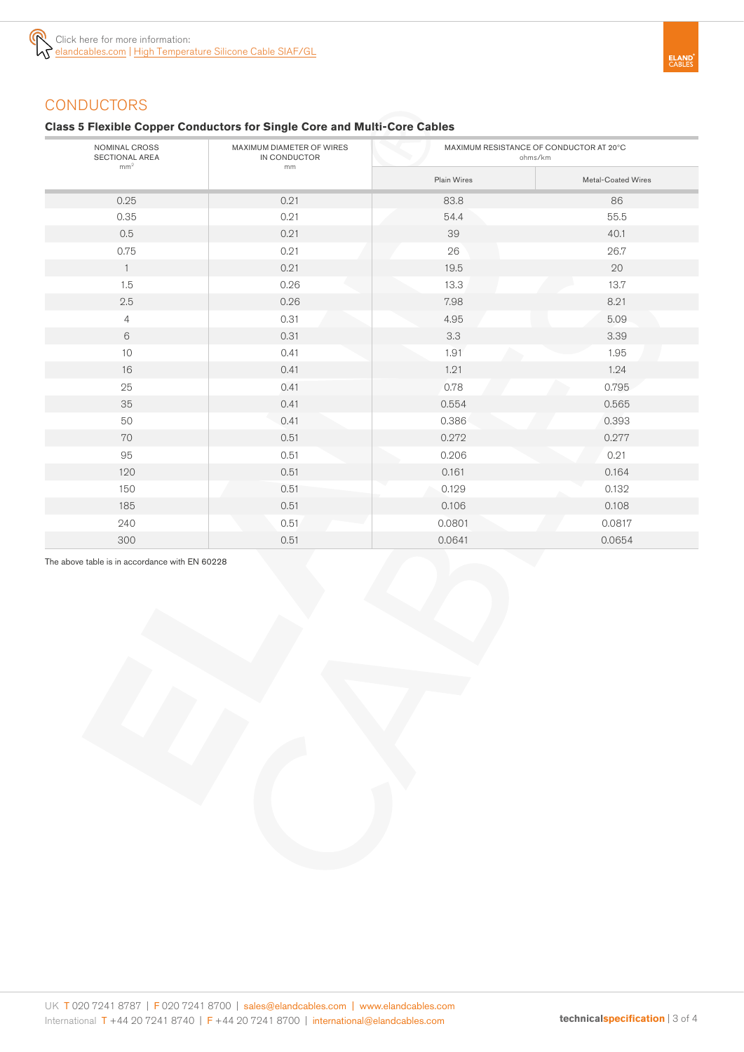Click here for more information:
elandcables.com | High Temperature Silicone Cable SIAF/GL

## CONDUCTORS

### Class 5 Flexible Copper Conductors for Single Core and Multi-Core Cables

| NOMINAL CROSS SECTIONAL AREA $mm^2$ | MAXIMUM DIAMETER OF WIRES IN CONDUCTOR mm | MAXIMUM RESISTANCE OF CONDUCTOR AT 20°C ohms/km | |
|---|---|---|---|
| | | Plain Wires | Metal-Coated Wires |
| 0.25 | 0.21 | 83.8 | 86 |
| 0.35 | 0.21 | 54.4 | 55.5 |
| 0.5 | 0.21 | 39 | 40.1 |
| 0.75 | 0.21 | 26 | 26.7 |
| 1 | 0.21 | 19.5 | 20 |
| 1.5 | 0.26 | 13.3 | 13.7 |
| 2.5 | 0.26 | 7.98 | 8.21 |
| 4 | 0.31 | 4.95 | 5.09 |
| 6 | 0.31 | 3.3 | 3.39 |
| 10 | 0.41 | 1.91 | 1.95 |
| 16 | 0.41 | 1.21 | 1.24 |
| 25 | 0.41 | 0.78 | 0.795 |
| 35 | 0.41 | 0.554 | 0.565 |
| 50 | 0.41 | 0.386 | 0.393 |
| 70 | 0.51 | 0.272 | 0.277 |
| 95 | 0.51 | 0.206 | 0.21 |
| 120 | 0.51 | 0.161 | 0.164 |
| 150 | 0.51 | 0.129 | 0.132 |
| 185 | 0.51 | 0.106 | 0.108 |
| 240 | 0.51 | 0.0801 | 0.0817 |
| 300 | 0.51 | 0.0641 | 0.0654 |

The above table is in accordance with EN 60228

UK T 020 7241 8787 | F 020 7241 8700 | sales@elandcables.com | www.elandcables.com
International T +44 20 7241 8740 | F +44 20 7241 8700 | international@elandcables.com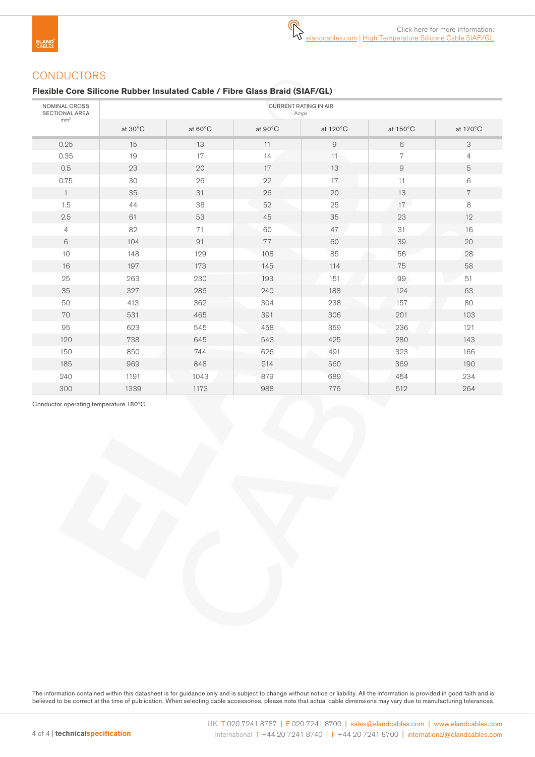Click here for more information:
elandcables.com | High Temperature Silicone Cable SIAF/GL

## CONDUCTORS

### Flexible Core Silicone Rubber Insulated Cable / Fibre Glass Braid (SIAF/GL)

| NOMINAL CROSS SECTIONAL AREA mm² | CURRENT RATING IN AIR Amps | | | | | |
|---|---|---|---|---|---|---|
| | at 30°C | at 60°C | at 90°C | at 120°C | at 150°C | at 170°C |
| 0.25 | 15 | 13 | 11 | 9 | 6 | 3 |
| 0.35 | 19 | 17 | 14 | 11 | 7 | 4 |
| 0.5 | 23 | 20 | 17 | 13 | 9 | 5 |
| 0.75 | 30 | 26 | 22 | 17 | 11 | 6 |
| 1 | 35 | 31 | 26 | 20 | 13 | 7 |
| 1.5 | 44 | 38 | 52 | 25 | 17 | 8 |
| 2.5 | 61 | 53 | 45 | 35 | 23 | 12 |
| 4 | 82 | 71 | 60 | 47 | 31 | 16 |
| 6 | 104 | 91 | 77 | 60 | 39 | 20 |
| 10 | 148 | 129 | 108 | 85 | 56 | 28 |
| 16 | 197 | 173 | 145 | 114 | 75 | 58 |
| 25 | 263 | 230 | 193 | 151 | 99 | 51 |
| 35 | 327 | 286 | 240 | 188 | 124 | 63 |
| 50 | 413 | 362 | 304 | 238 | 157 | 80 |
| 70 | 531 | 465 | 391 | 306 | 201 | 103 |
| 95 | 623 | 545 | 458 | 359 | 236 | 121 |
| 120 | 738 | 645 | 543 | 425 | 280 | 143 |
| 150 | 850 | 744 | 626 | 491 | 323 | 166 |
| 185 | 969 | 848 | 214 | 560 | 369 | 190 |
| 240 | 1191 | 1043 | 879 | 689 | 454 | 234 |
| 300 | 1339 | 1173 | 988 | 776 | 512 | 264 |

Conductor operating temperature 180°C

The information contained within this datasheet is for guidance only and is subject to change without notice or liability. All the information is provided in good faith and is believed to be correct at the time of publication. When selecting cable accessories, please note that actual cable dimensions may vary due to manufacturing tolerances.

UK T 020 7241 8787 | F 020 7241 8700 | sales@elandcables.com | www.elandcables.com
International T +44 20 7241 8740 | F +44 20 7241 8700 | international@elandcables.com